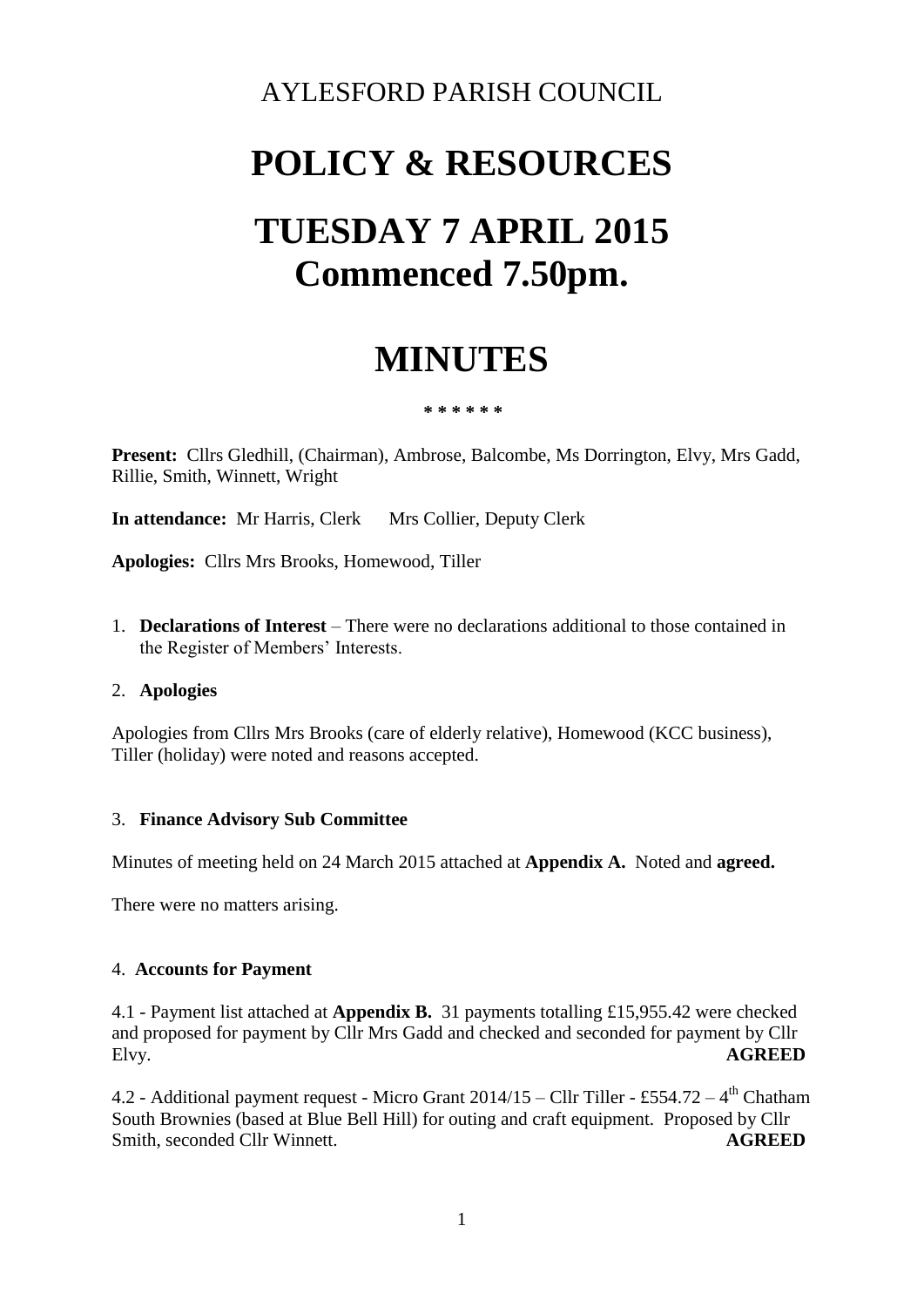AYLESFORD PARISH COUNCIL

# POLICY & RESOURCES

# TUESDAY 7 APRIL 2015
# Commenced 7.50pm.

# MINUTES

\* \* \* \* \* \*

**Present:** Cllrs Gledhill, (Chairman), Ambrose, Balcombe, Ms Dorrington, Elvy, Mrs Gadd, Rillie, Smith, Winnett, Wright

**In attendance:** Mr Harris, Clerk Mrs Collier, Deputy Clerk

**Apologies:** Cllrs Mrs Brooks, Homewood, Tiller

1. **Declarations of Interest** – There were no declarations additional to those contained in the Register of Members' Interests.

2. **Apologies**

Apologies from Cllrs Mrs Brooks (care of elderly relative), Homewood (KCC business), Tiller (holiday) were noted and reasons accepted.

3. **Finance Advisory Sub Committee**

Minutes of meeting held on 24 March 2015 attached at **Appendix A.** Noted and **agreed.**

There were no matters arising.

4. **Accounts for Payment**

4.1 - Payment list attached at **Appendix B.** 31 payments totalling £15,955.42 were checked and proposed for payment by Cllr Mrs Gadd and checked and seconded for payment by Cllr Elvy. **AGREED**

4.2 - Additional payment request - Micro Grant 2014/15 – Cllr Tiller - £554.72 – 4th Chatham South Brownies (based at Blue Bell Hill) for outing and craft equipment. Proposed by Cllr Smith, seconded Cllr Winnett. **AGREED**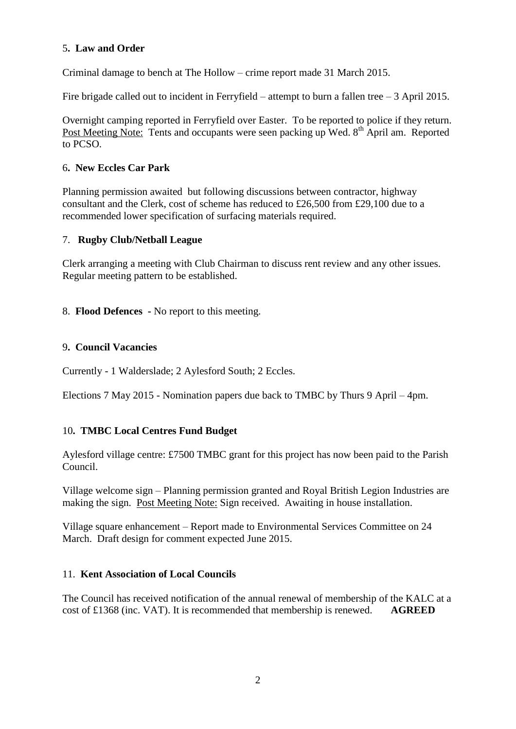5**. Law and Order**

Criminal damage to bench at The Hollow – crime report made 31 March 2015.

Fire brigade called out to incident in Ferryfield – attempt to burn a fallen tree – 3 April 2015.

Overnight camping reported in Ferryfield over Easter. To be reported to police if they return. Post Meeting Note: Tents and occupants were seen packing up Wed. 8th April am. Reported to PCSO.

6**. New Eccles Car Park**

Planning permission awaited but following discussions between contractor, highway consultant and the Clerk, cost of scheme has reduced to £26,500 from £29,100 due to a recommended lower specification of surfacing materials required.

7. **Rugby Club/Netball League**

Clerk arranging a meeting with Club Chairman to discuss rent review and any other issues. Regular meeting pattern to be established.

8. **Flood Defences** - No report to this meeting.

9**. Council Vacancies**

Currently - 1 Walderslade; 2 Aylesford South; 2 Eccles.

Elections 7 May 2015 - Nomination papers due back to TMBC by Thurs 9 April – 4pm.

10**. TMBC Local Centres Fund Budget**

Aylesford village centre: £7500 TMBC grant for this project has now been paid to the Parish Council.

Village welcome sign – Planning permission granted and Royal British Legion Industries are making the sign. Post Meeting Note: Sign received. Awaiting in house installation.

Village square enhancement – Report made to Environmental Services Committee on 24 March. Draft design for comment expected June 2015.

11. **Kent Association of Local Councils**

The Council has received notification of the annual renewal of membership of the KALC at a cost of £1368 (inc. VAT). It is recommended that membership is renewed. **AGREED**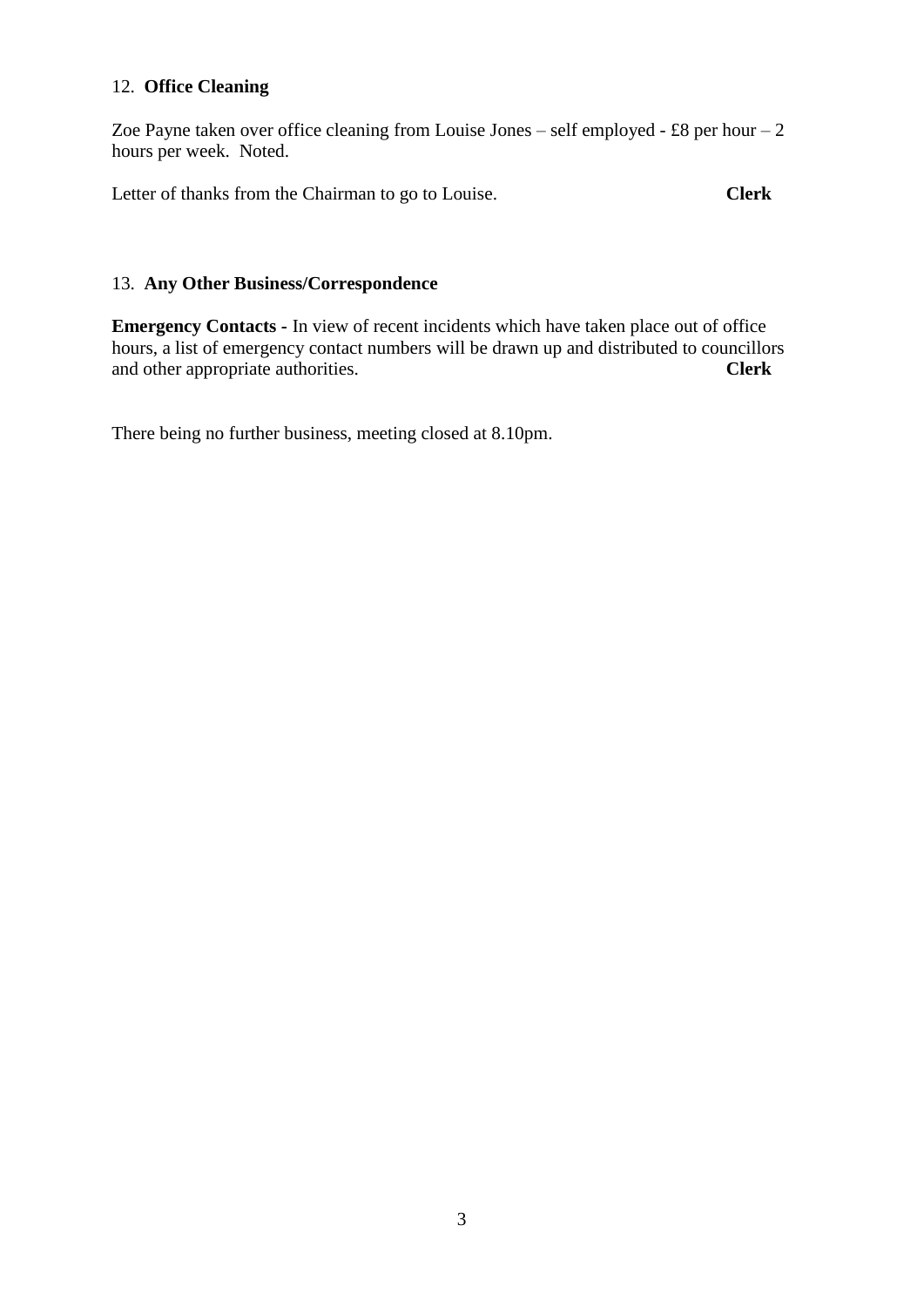12. **Office Cleaning**

Zoe Payne taken over office cleaning from Louise Jones – self employed - £8 per hour – 2 hours per week.  Noted.

Letter of thanks from the Chairman to go to Louise. **Clerk**

13. **Any Other Business/Correspondence**

**Emergency Contacts -** In view of recent incidents which have taken place out of office hours, a list of emergency contact numbers will be drawn up and distributed to councillors and other appropriate authorities. **Clerk**

There being no further business, meeting closed at 8.10pm.